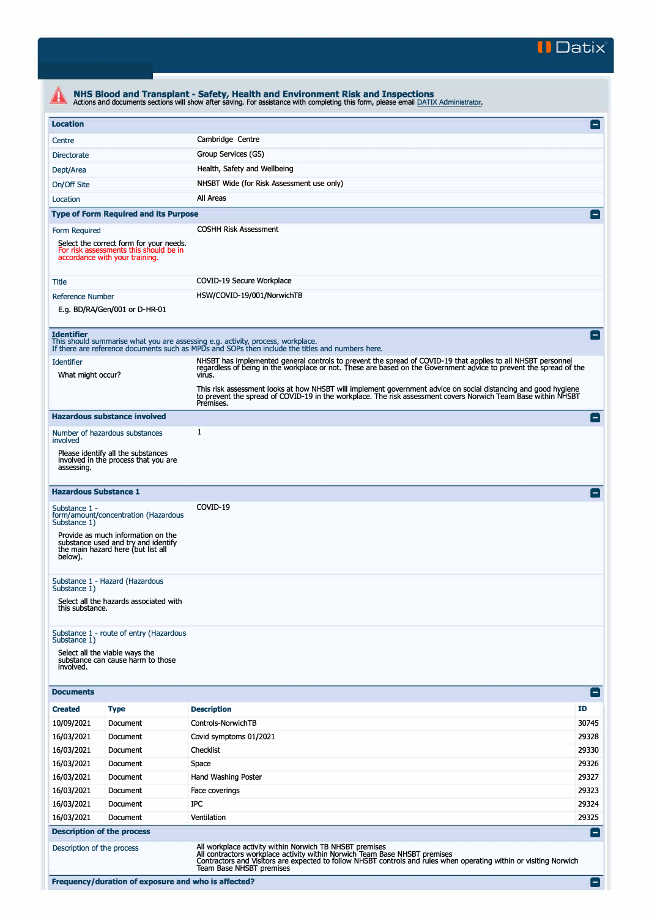Datix

# NHS Blood and Transplant - Safety, Health and Environment Risk and Inspections

Actions and documents sections will show after saving. For assistance with completing this form, please email DATIX Administrator.

## Location

| | |
|---|---|
| Centre | Cambridge Centre |
| Directorate | Group Services (GS) |
| Dept/Area | Health, Safety and Wellbeing |
| On/Off Site | NHSBT Wide (for Risk Assessment use only) |
| Location | All Areas |

## Type of Form Required and its Purpose

| | |
|---|---|
| Form Required<br>Select the correct form for your needs. For risk assessments this should be in accordance with your training. | COSHH Risk Assessment |
| Title | COVID-19 Secure Workplace |
| Reference Number<br>E.g. BD/RA/Gen/001 or D-HR-01 | HSW/COVID-19/001/NorwichTB |

## Identifier

This should summarise what you are assessing e.g. activity, process, workplace.
If there are reference documents such as MPDs and SOPs then include the titles and numbers here.

| | |
|---|---|
| Identifier<br>What might occur? | NHSBT has implemented general controls to prevent the spread of COVID-19 that applies to all NHSBT personnel regardless of being in the workplace or not. These are based on the Government advice to prevent the spread of the virus.<br><br>This risk assessment looks at how NHSBT will implement government advice on social distancing and good hygiene to prevent the spread of COVID-19 in the workplace. The risk assessment covers Norwich Team Base within NHSBT Premises. |

## Hazardous substance involved

| | |
|---|---|
| Number of hazardous substances involved<br>Please identify all the substances involved in the process that you are assessing. | 1 |

## Hazardous Substance 1

| | |
|---|---|
| Substance 1 - form/amount/concentration (Hazardous Substance 1)<br>Provide as much information on the substance used and try and identify the main hazard here (but list all below). | COVID-19 |
| Substance 1 - Hazard (Hazardous Substance 1)<br>Select all the hazards associated with this substance. | |
| Substance 1 - route of entry (Hazardous Substance 1)<br>Select all the viable ways the substance can cause harm to those involved. | |

## Documents

| Created | Type | Description | ID |
|---|---|---|---|
| 10/09/2021 | Document | Controls-NorwichTB | 30745 |
| 16/03/2021 | Document | Covid symptoms 01/2021 | 29328 |
| 16/03/2021 | Document | Checklist | 29330 |
| 16/03/2021 | Document | Space | 29326 |
| 16/03/2021 | Document | Hand Washing Poster | 29327 |
| 16/03/2021 | Document | Face coverings | 29323 |
| 16/03/2021 | Document | IPC | 29324 |
| 16/03/2021 | Document | Ventilation | 29325 |

## Description of the process

| | |
|---|---|
| Description of the process | All workplace activity within Norwich TB NHSBT premises<br>All contractors workplace activity within Norwich Team Base NHSBT premises<br>Contractors and Visitors are expected to follow NHSBT controls and rules when operating within or visiting Norwich Team Base NHSBT premises |

## Frequency/duration of exposure and who is affected?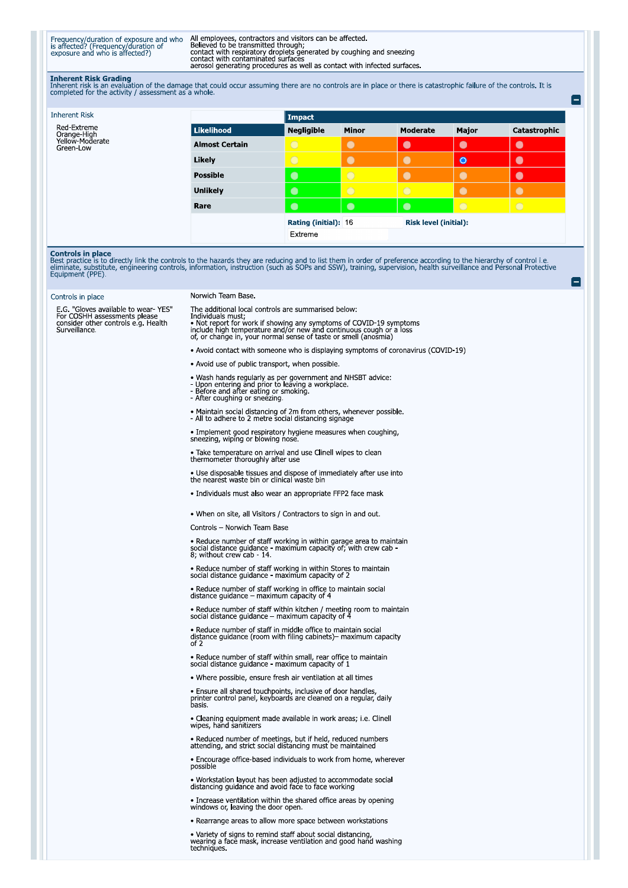| Frequency/duration of exposure and who is affected? (Frequency/duration of exposure and who is affected?) | All employees, contractors and visitors can be affected.<br>Believed to be transmitted through;<br>contact with respiratory droplets generated by coughing and sneezing<br>contact with contaminated surfaces<br>aerosol generating procedures as well as contact with infected surfaces. |
|---|---|

**Inherent Risk Grading**
Inherent risk is an evaluation of the damage that could occur assuming there are no controls are in place or there is catastrophic failure of the controls. It is completed for the activity / assessment as a whole.

Inherent Risk

Red-Extreme
Orange-High
Yellow-Moderate
Green-Low

| Likelihood | Impact: Negligible | Minor | Moderate | Major | Catastrophic |
|---|---|---|---|---|---|
| Almost Certain | Yellow | Orange | Red | Red | Red |
| Likely | Yellow | Orange | Orange | Red (selected) | Red |
| Possible | Green | Yellow | Orange | Orange | Red |
| Unlikely | Green | Yellow | Yellow | Orange | Orange |
| Rare | Green | Green | Green | Yellow | Yellow |

Rating (initial): 16 Risk level (initial): Extreme

**Controls in place**
Best practice is to directly link the controls to the hazards they are reducing and to list them in order of preference according to the hierarchy of control i.e. eliminate, substitute, engineering controls, information, instruction (such as SOPs and SSW), training, supervision, health surveillance and Personal Protective Equipment (PPE).

Controls in place

E.G. "Gloves available to wear- YES" For COSHH assessments please consider other controls e.g. Health Surveillance.

Norwich Team Base.

The additional local controls are summarised below:
Individuals must;
• Not report for work if showing any symptoms of COVID-19 symptoms include high temperature and/or new and continuous cough or a loss of, or change in, your normal sense of taste or smell (anosmia)

• Avoid contact with someone who is displaying symptoms of coronavirus (COVID-19)

• Avoid use of public transport, when possible.

• Wash hands regularly as per government and NHSBT advice:
- Upon entering and prior to leaving a workplace.
- Before and after eating or smoking.
- After coughing or sneezing.

• Maintain social distancing of 2m from others, whenever possible.
- All to adhere to 2 metre social distancing signage

• Implement good respiratory hygiene measures when coughing, sneezing, wiping or blowing nose.

• Take temperature on arrival and use Clinell wipes to clean thermometer thoroughly after use

• Use disposable tissues and dispose of immediately after use into the nearest waste bin or clinical waste bin

• Individuals must also wear an appropriate FFP2 face mask

• When on site, all Visitors / Contractors to sign in and out.

Controls – Norwich Team Base

• Reduce number of staff working in within garage area to maintain social distance guidance - maximum capacity of; with crew cab - 8; without crew cab - 14.

• Reduce number of staff working in within Stores to maintain social distance guidance - maximum capacity of 2

• Reduce number of staff working in office to maintain social distance guidance – maximum capacity of 4

• Reduce number of staff within kitchen / meeting room to maintain social distance guidance – maximum capacity of 4

• Reduce number of staff in middle office to maintain social distance guidance (room with filing cabinets)– maximum capacity of 2

• Reduce number of staff within small, rear office to maintain social distance guidance - maximum capacity of 1

• Where possible, ensure fresh air ventilation at all times

• Ensure all shared touchpoints, inclusive of door handles, printer control panel, keyboards are cleaned on a regular, daily basis.

• Cleaning equipment made available in work areas; i.e. Clinell wipes, hand sanitizers

• Reduced number of meetings, but if held, reduced numbers attending, and strict social distancing must be maintained

• Encourage office-based individuals to work from home, wherever possible

• Workstation layout has been adjusted to accommodate social distancing guidance and avoid face to face working

• Increase ventilation within the shared office areas by opening windows or, leaving the door open.

• Rearrange areas to allow more space between workstations

• Variety of signs to remind staff about social distancing, wearing a face mask, increase ventilation and good hand washing techniques.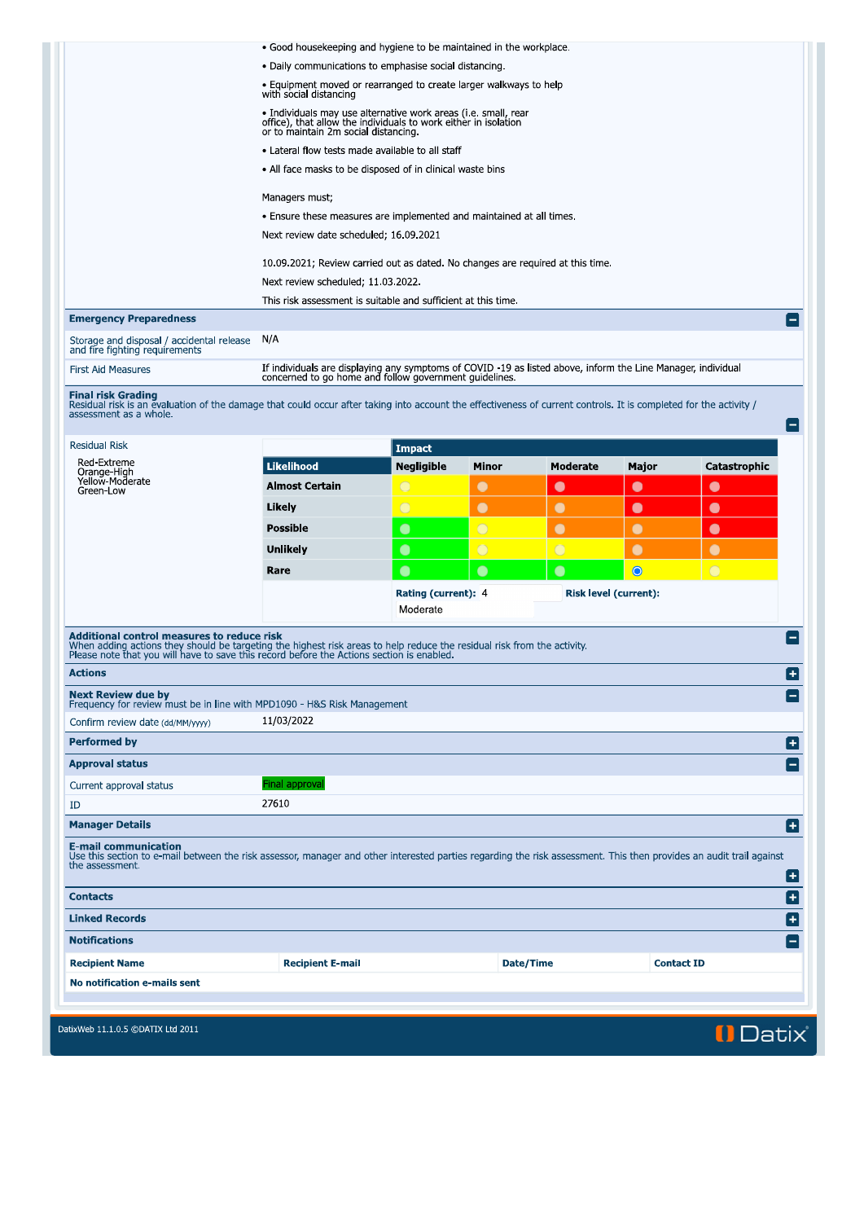- Good housekeeping and hygiene to be maintained in the workplace.
- Daily communications to emphasise social distancing.
- Equipment moved or rearranged to create larger walkways to help with social distancing
- Individuals may use alternative work areas (i.e. small, rear office), that allow the individuals to work either in isolation or to maintain 2m social distancing.
- Lateral flow tests made available to all staff
- All face masks to be disposed of in clinical waste bins

Managers must;

- Ensure these measures are implemented and maintained at all times.

Next review date scheduled; 16.09.2021

10.09.2021; Review carried out as dated. No changes are required at this time.

Next review scheduled; 11.03.2022.

This risk assessment is suitable and sufficient at this time.

## Emergency Preparedness

| | |
|---|---|
| Storage and disposal / accidental release and fire fighting requirements | N/A |
| First Aid Measures | If individuals are displaying any symptoms of COVID -19 as listed above, inform the Line Manager, individual concerned to go home and follow government guidelines. |

## Final risk Grading

Residual risk is an evaluation of the damage that could occur after taking into account the effectiveness of current controls. It is completed for the activity / assessment as a whole.

Residual Risk

Red-Extreme
Orange-High
Yellow-Moderate
Green-Low

| | Impact | | | | |
|---|---|---|---|---|---|
| Likelihood | Negligible | Minor | Moderate | Major | Catastrophic |
| Almost Certain | | | | | |
| Likely | | | | | |
| Possible | | | | | |
| Unlikely | | | | | |
| Rare | | | | ◉ | |

Rating (current): 4

Risk level (current): Moderate

## Additional control measures to reduce risk

When adding actions they should be targeting the highest risk areas to help reduce the residual risk from the activity.
Please note that you will have to save this record before the Actions section is enabled.

## Actions

## Next Review due by

Frequency for review must be in line with MPD1090 - H&S Risk Management

Confirm review date (dd/MM/yyyy): 11/03/2022

## Performed by

## Approval status

| | |
|---|---|
| Current approval status | Final approval |
| ID | 27610 |

## Manager Details

## E-mail communication

Use this section to e-mail between the risk assessor, manager and other interested parties regarding the risk assessment. This then provides an audit trail against the assessment.

## Contacts

## Linked Records

## Notifications

| Recipient Name | Recipient E-mail | Date/Time | Contact ID |
|---|---|---|---|
| No notification e-mails sent | | | |

DatixWeb 11.1.0.5 ©DATIX Ltd 2011

Datix